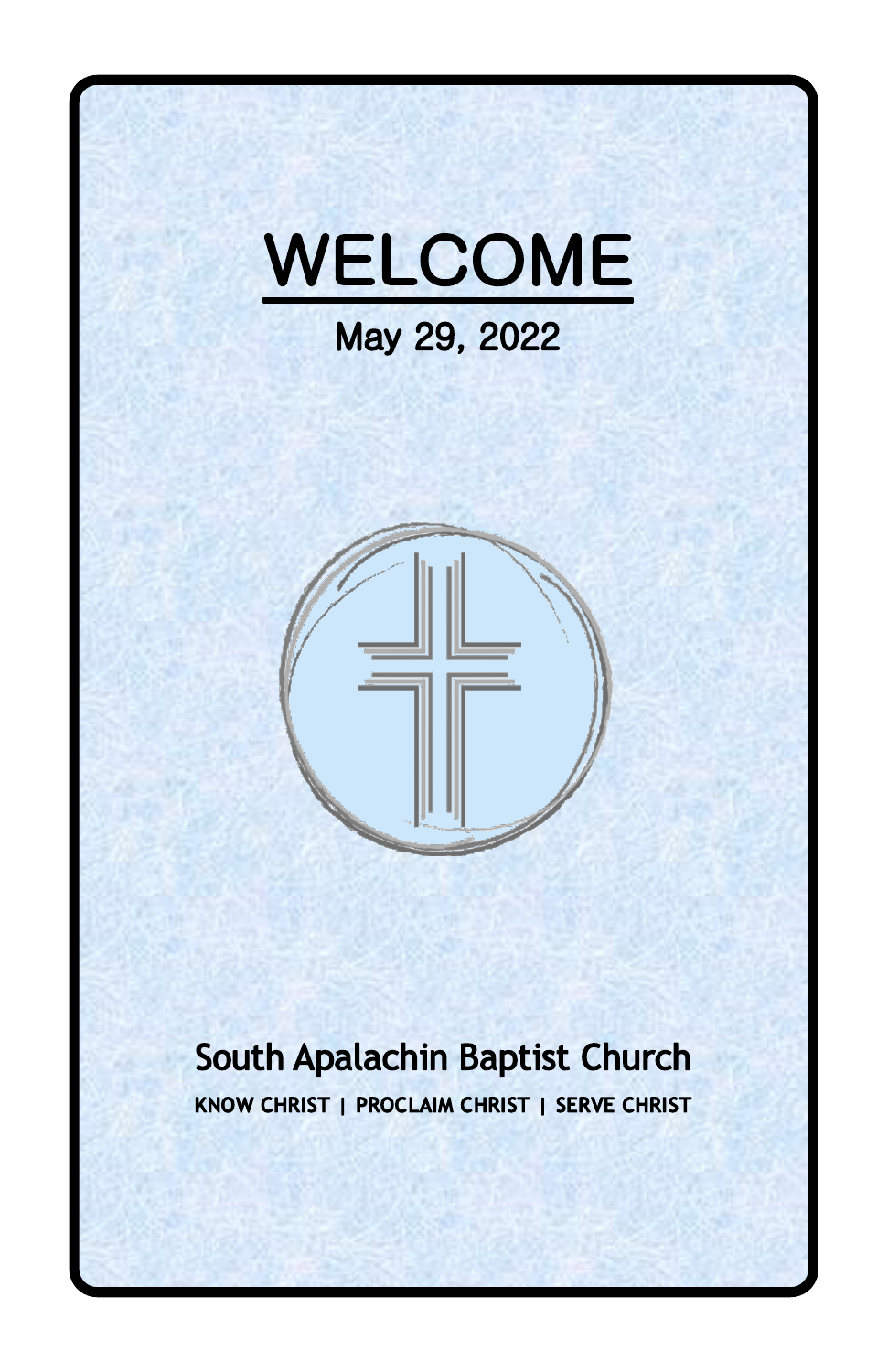# WELCOME

## May 29, 2022

## South Apalachin Baptist Church

**KNOW CHRIST | PROCLAIM CHRIST | SERVE CHRIST**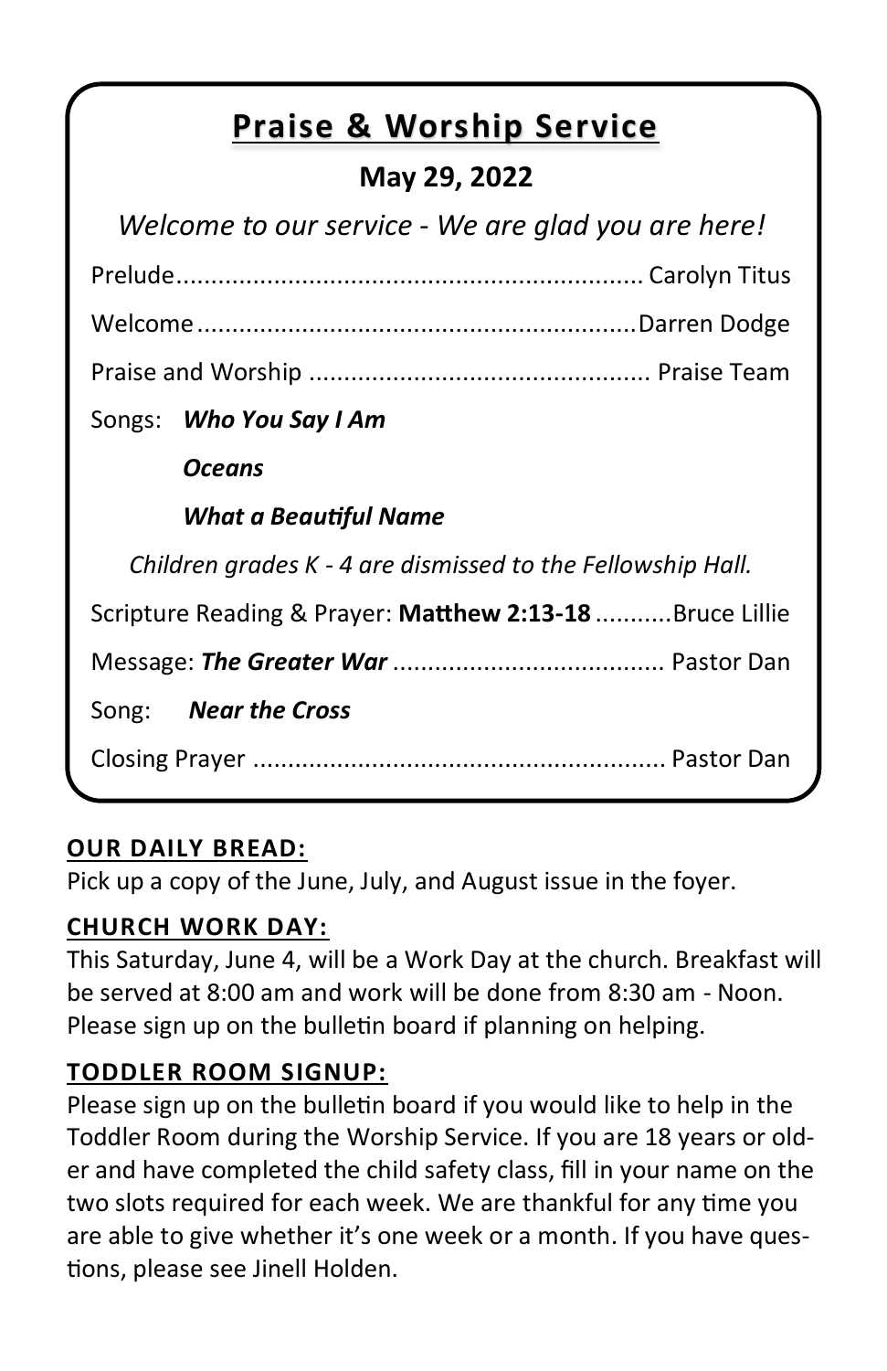# Praise & Worship Service

**May 29, 2022**

*Welcome to our service - We are glad you are here!*

Prelude.................................................................... Carolyn Titus

Welcome...............................................................Darren Dodge

Praise and Worship ................................................ Praise Team

Songs: ***Who You Say I Am***

***Oceans***

***What a Beautiful Name***

*Children grades K - 4 are dismissed to the Fellowship Hall.*

Scripture Reading & Prayer: **Matthew 2:13-18** ...........Bruce Lillie

Message: ***The Greater War*** ....................................... Pastor Dan

Song: ***Near the Cross***

Closing Prayer ........................................................... Pastor Dan

**OUR DAILY BREAD:**

Pick up a copy of the June, July, and August issue in the foyer.

**CHURCH WORK DAY:**

This Saturday, June 4, will be a Work Day at the church. Breakfast will be served at 8:00 am and work will be done from 8:30 am - Noon. Please sign up on the bulletin board if planning on helping.

**TODDLER ROOM SIGNUP:**

Please sign up on the bulletin board if you would like to help in the Toddler Room during the Worship Service. If you are 18 years or older and have completed the child safety class, fill in your name on the two slots required for each week. We are thankful for any time you are able to give whether it's one week or a month. If you have questions, please see Jinell Holden.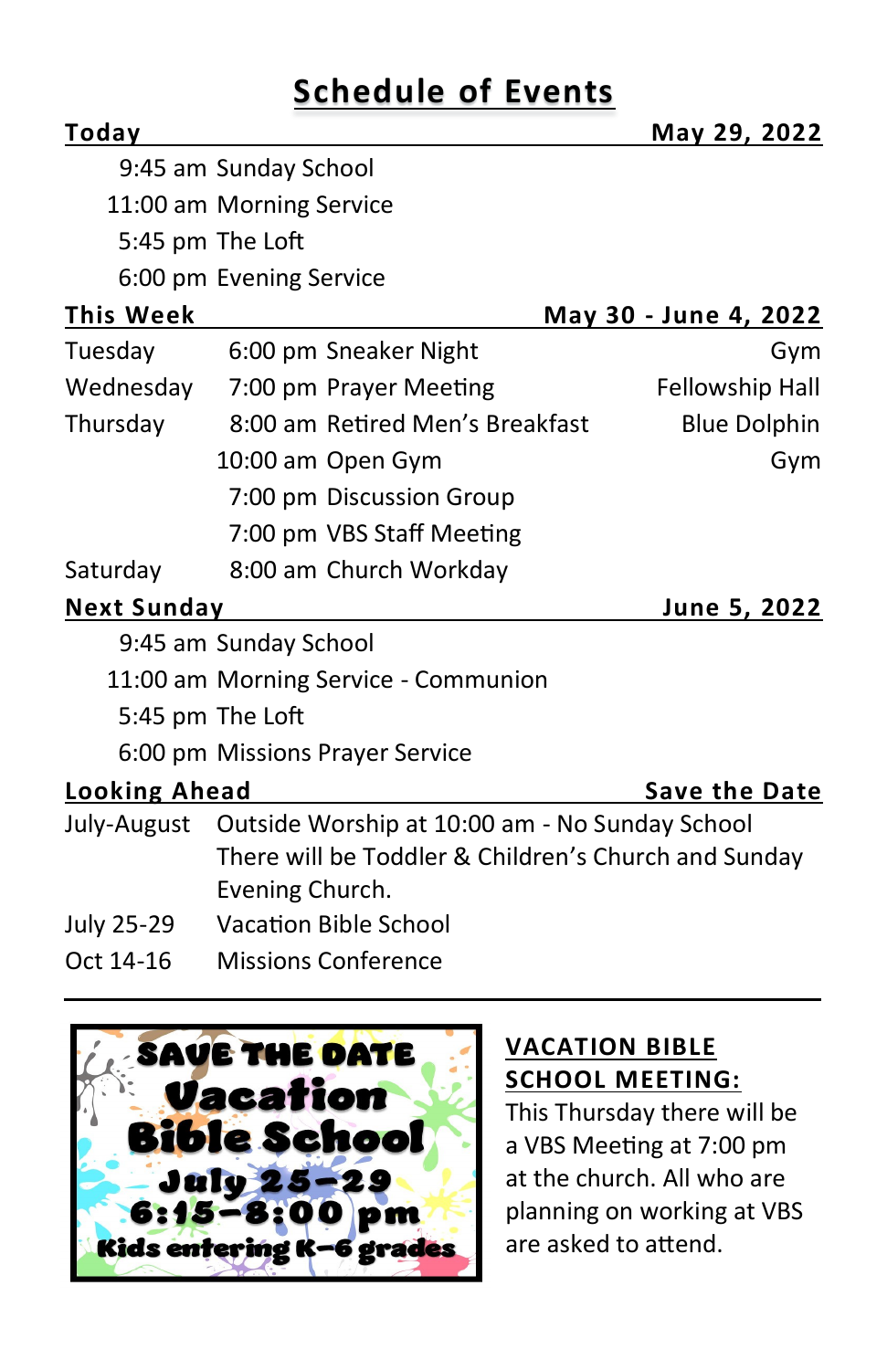# Schedule of Events

| Today | | | May 29, 2022 |
|---|---|---|---|
| | 9:45 am | Sunday School | |
| | 11:00 am | Morning Service | |
| | 5:45 pm | The Loft | |
| | 6:00 pm | Evening Service | |

| This Week | | | May 30 - June 4, 2022 |
|---|---|---|---|
| Tuesday | 6:00 pm | Sneaker Night | Gym |
| Wednesday | 7:00 pm | Prayer Meeting | Fellowship Hall |
| Thursday | 8:00 am | Retired Men's Breakfast | Blue Dolphin |
| | 10:00 am | Open Gym | Gym |
| | 7:00 pm | Discussion Group | |
| | 7:00 pm | VBS Staff Meeting | |
| Saturday | 8:00 am | Church Workday | |

| Next Sunday | | | June 5, 2022 |
|---|---|---|---|
| | 9:45 am | Sunday School | |
| | 11:00 am | Morning Service - Communion | |
| | 5:45 pm | The Loft | |
| | 6:00 pm | Missions Prayer Service | |

| Looking Ahead | Save the Date |
|---|---|
| July-August | Outside Worship at 10:00 am - No Sunday School<br>There will be Toddler & Children's Church and Sunday Evening Church. |
| July 25-29 | Vacation Bible School |
| Oct 14-16 | Missions Conference |

---

**SAVE THE DATE**
**Vacation Bible School**
**July 25-29**
**6:15-8:00 pm**
**Kids entering K-6 grades**

## VACATION BIBLE SCHOOL MEETING:

This Thursday there will be a VBS Meeting at 7:00 pm at the church. All who are planning on working at VBS are asked to attend.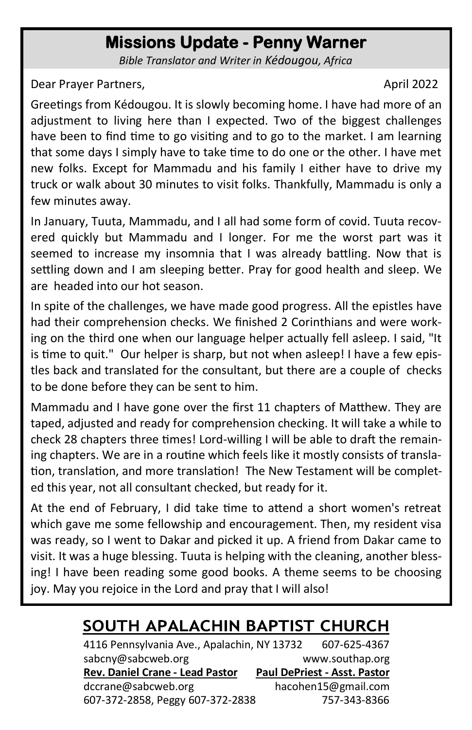# Missions Update - Penny Warner

*Bible Translator and Writer in Kédougou, Africa*

Dear Prayer Partners, April 2022

Greetings from Kédougou. It is slowly becoming home. I have had more of an adjustment to living here than I expected. Two of the biggest challenges have been to find time to go visiting and to go to the market. I am learning that some days I simply have to take time to do one or the other. I have met new folks. Except for Mammadu and his family I either have to drive my truck or walk about 30 minutes to visit folks. Thankfully, Mammadu is only a few minutes away.

In January, Tuuta, Mammadu, and I all had some form of covid. Tuuta recovered quickly but Mammadu and I longer. For me the worst part was it seemed to increase my insomnia that I was already battling. Now that is settling down and I am sleeping better. Pray for good health and sleep. We are headed into our hot season.

In spite of the challenges, we have made good progress. All the epistles have had their comprehension checks. We finished 2 Corinthians and were working on the third one when our language helper actually fell asleep. I said, "It is time to quit." Our helper is sharp, but not when asleep! I have a few epistles back and translated for the consultant, but there are a couple of checks to be done before they can be sent to him.

Mammadu and I have gone over the first 11 chapters of Matthew. They are taped, adjusted and ready for comprehension checking. It will take a while to check 28 chapters three times! Lord-willing I will be able to draft the remaining chapters. We are in a routine which feels like it mostly consists of translation, translation, and more translation! The New Testament will be completed this year, not all consultant checked, but ready for it.

At the end of February, I did take time to attend a short women's retreat which gave me some fellowship and encouragement. Then, my resident visa was ready, so I went to Dakar and picked it up. A friend from Dakar came to visit. It was a huge blessing. Tuuta is helping with the cleaning, another blessing! I have been reading some good books. A theme seems to be choosing joy. May you rejoice in the Lord and pray that I will also!

## SOUTH APALACHIN BAPTIST CHURCH

4116 Pennsylvania Ave., Apalachin, NY 13732 607-625-4367
sabcny@sabcweb.org www.southap.org

**Rev. Daniel Crane - Lead Pastor**
dccrane@sabcweb.org
607-372-2858, Peggy 607-372-2838

**Paul DePriest - Asst. Pastor**
hacohen15@gmail.com
757-343-8366